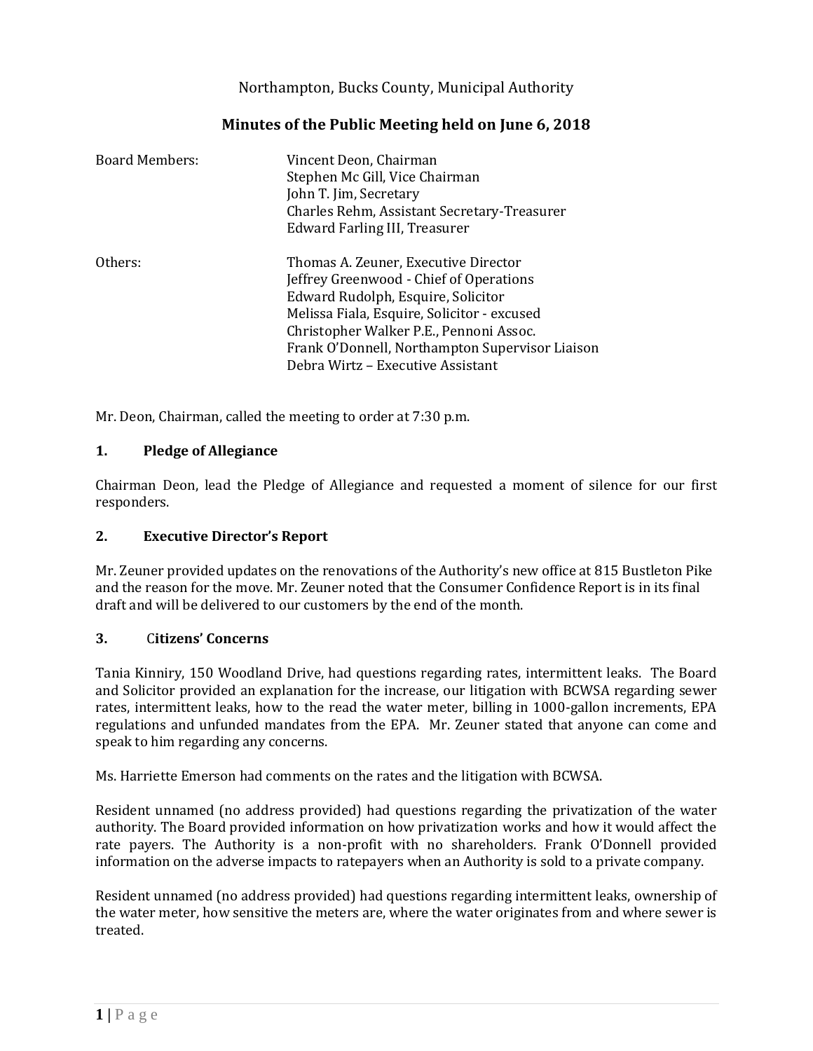Northampton, Bucks County, Municipal Authority

# Minutes of the Public Meeting held on June 6, 2018

| Board Members: | Vincent Deon, Chairman |
|---|---|
| | Stephen Mc Gill, Vice Chairman |
| | John T. Jim, Secretary |
| | Charles Rehm, Assistant Secretary-Treasurer |
| | Edward Farling III, Treasurer |

| Others: | Thomas A. Zeuner, Executive Director |
|---|---|
| | Jeffrey Greenwood - Chief of Operations |
| | Edward Rudolph, Esquire, Solicitor |
| | Melissa Fiala, Esquire, Solicitor - excused |
| | Christopher Walker P.E., Pennoni Assoc. |
| | Frank O'Donnell, Northampton Supervisor Liaison |
| | Debra Wirtz – Executive Assistant |

Mr. Deon, Chairman, called the meeting to order at 7:30 p.m.

## 1. Pledge of Allegiance

Chairman Deon, lead the Pledge of Allegiance and requested a moment of silence for our first responders.

## 2. Executive Director's Report

Mr. Zeuner provided updates on the renovations of the Authority's new office at 815 Bustleton Pike and the reason for the move. Mr. Zeuner noted that the Consumer Confidence Report is in its final draft and will be delivered to our customers by the end of the month.

## 3. Citizens' Concerns

Tania Kinniry, 150 Woodland Drive, had questions regarding rates, intermittent leaks. The Board and Solicitor provided an explanation for the increase, our litigation with BCWSA regarding sewer rates, intermittent leaks, how to the read the water meter, billing in 1000-gallon increments, EPA regulations and unfunded mandates from the EPA. Mr. Zeuner stated that anyone can come and speak to him regarding any concerns.

Ms. Harriette Emerson had comments on the rates and the litigation with BCWSA.

Resident unnamed (no address provided) had questions regarding the privatization of the water authority. The Board provided information on how privatization works and how it would affect the rate payers. The Authority is a non-profit with no shareholders. Frank O'Donnell provided information on the adverse impacts to ratepayers when an Authority is sold to a private company.

Resident unnamed (no address provided) had questions regarding intermittent leaks, ownership of the water meter, how sensitive the meters are, where the water originates from and where sewer is treated.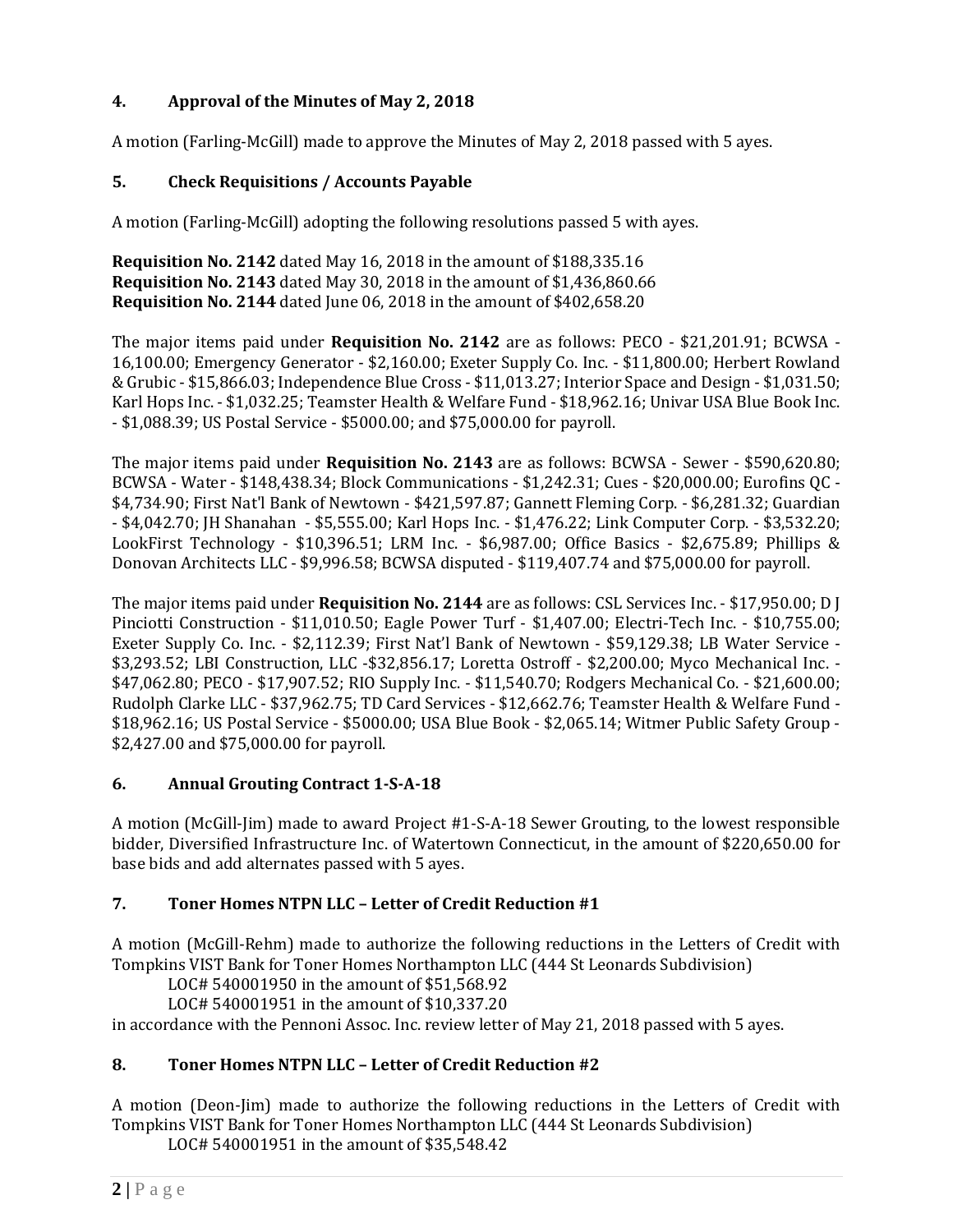## 4. Approval of the Minutes of May 2, 2018

A motion (Farling-McGill) made to approve the Minutes of May 2, 2018 passed with 5 ayes.

## 5. Check Requisitions / Accounts Payable

A motion (Farling-McGill) adopting the following resolutions passed 5 with ayes.

**Requisition No. 2142** dated May 16, 2018 in the amount of $188,335.16
**Requisition No. 2143** dated May 30, 2018 in the amount of $1,436,860.66
**Requisition No. 2144** dated June 06, 2018 in the amount of $402,658.20

The major items paid under **Requisition No. 2142** are as follows: PECO - $21,201.91; BCWSA - 16,100.00; Emergency Generator - $2,160.00; Exeter Supply Co. Inc. - $11,800.00; Herbert Rowland & Grubic - $15,866.03; Independence Blue Cross - $11,013.27; Interior Space and Design - $1,031.50; Karl Hops Inc. - $1,032.25; Teamster Health & Welfare Fund - $18,962.16; Univar USA Blue Book Inc. - $1,088.39; US Postal Service - $5000.00; and $75,000.00 for payroll.

The major items paid under **Requisition No. 2143** are as follows: BCWSA - Sewer - $590,620.80; BCWSA - Water - $148,438.34; Block Communications - $1,242.31; Cues - $20,000.00; Eurofins QC - $4,734.90; First Nat'l Bank of Newtown - $421,597.87; Gannett Fleming Corp. - $6,281.32; Guardian - $4,042.70; JH Shanahan - $5,555.00; Karl Hops Inc. - $1,476.22; Link Computer Corp. - $3,532.20; LookFirst Technology - $10,396.51; LRM Inc. - $6,987.00; Office Basics - $2,675.89; Phillips & Donovan Architects LLC - $9,996.58; BCWSA disputed - $119,407.74 and $75,000.00 for payroll.

The major items paid under **Requisition No. 2144** are as follows: CSL Services Inc. - $17,950.00; D J Pinciotti Construction - $11,010.50; Eagle Power Turf - $1,407.00; Electri-Tech Inc. - $10,755.00; Exeter Supply Co. Inc. - $2,112.39; First Nat'l Bank of Newtown - $59,129.38; LB Water Service - $3,293.52; LBI Construction, LLC -$32,856.17; Loretta Ostroff - $2,200.00; Myco Mechanical Inc. - $47,062.80; PECO - $17,907.52; RIO Supply Inc. - $11,540.70; Rodgers Mechanical Co. - $21,600.00; Rudolph Clarke LLC - $37,962.75; TD Card Services - $12,662.76; Teamster Health & Welfare Fund - $18,962.16; US Postal Service - $5000.00; USA Blue Book - $2,065.14; Witmer Public Safety Group - $2,427.00 and $75,000.00 for payroll.

## 6. Annual Grouting Contract 1-S-A-18

A motion (McGill-Jim) made to award Project #1-S-A-18 Sewer Grouting, to the lowest responsible bidder, Diversified Infrastructure Inc. of Watertown Connecticut, in the amount of $220,650.00 for base bids and add alternates passed with 5 ayes.

## 7. Toner Homes NTPN LLC – Letter of Credit Reduction #1

A motion (McGill-Rehm) made to authorize the following reductions in the Letters of Credit with Tompkins VIST Bank for Toner Homes Northampton LLC (444 St Leonards Subdivision)

LOC# 540001950 in the amount of $51,568.92
LOC# 540001951 in the amount of $10,337.20

in accordance with the Pennoni Assoc. Inc. review letter of May 21, 2018 passed with 5 ayes.

## 8. Toner Homes NTPN LLC – Letter of Credit Reduction #2

A motion (Deon-Jim) made to authorize the following reductions in the Letters of Credit with Tompkins VIST Bank for Toner Homes Northampton LLC (444 St Leonards Subdivision)

LOC# 540001951 in the amount of $35,548.42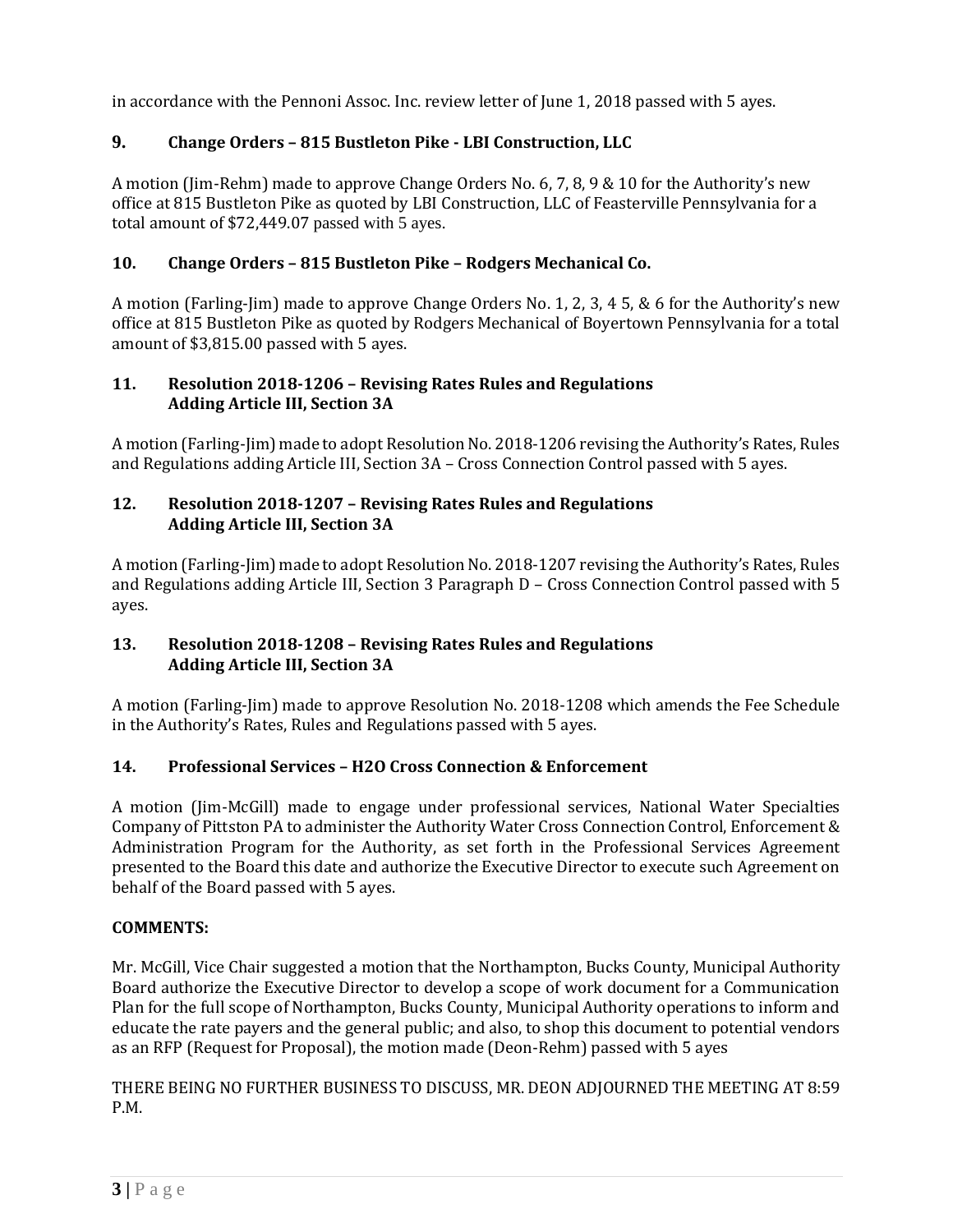in accordance with the Pennoni Assoc. Inc. review letter of June 1, 2018 passed with 5 ayes.

## 9. Change Orders – 815 Bustleton Pike - LBI Construction, LLC

A motion (Jim-Rehm) made to approve Change Orders No. 6, 7, 8, 9 & 10 for the Authority's new office at 815 Bustleton Pike as quoted by LBI Construction, LLC of Feasterville Pennsylvania for a total amount of $72,449.07 passed with 5 ayes.

## 10. Change Orders – 815 Bustleton Pike – Rodgers Mechanical Co.

A motion (Farling-Jim) made to approve Change Orders No. 1, 2, 3, 4 5, & 6 for the Authority's new office at 815 Bustleton Pike as quoted by Rodgers Mechanical of Boyertown Pennsylvania for a total amount of $3,815.00 passed with 5 ayes.

## 11. Resolution 2018-1206 – Revising Rates Rules and Regulations Adding Article III, Section 3A

A motion (Farling-Jim) made to adopt Resolution No. 2018-1206 revising the Authority's Rates, Rules and Regulations adding Article III, Section 3A – Cross Connection Control passed with 5 ayes.

## 12. Resolution 2018-1207 – Revising Rates Rules and Regulations Adding Article III, Section 3A

A motion (Farling-Jim) made to adopt Resolution No. 2018-1207 revising the Authority's Rates, Rules and Regulations adding Article III, Section 3 Paragraph D – Cross Connection Control passed with 5 ayes.

## 13. Resolution 2018-1208 – Revising Rates Rules and Regulations Adding Article III, Section 3A

A motion (Farling-Jim) made to approve Resolution No. 2018-1208 which amends the Fee Schedule in the Authority's Rates, Rules and Regulations passed with 5 ayes.

## 14. Professional Services – H2O Cross Connection & Enforcement

A motion (Jim-McGill) made to engage under professional services, National Water Specialties Company of Pittston PA to administer the Authority Water Cross Connection Control, Enforcement & Administration Program for the Authority, as set forth in the Professional Services Agreement presented to the Board this date and authorize the Executive Director to execute such Agreement on behalf of the Board passed with 5 ayes.

## COMMENTS:

Mr. McGill, Vice Chair suggested a motion that the Northampton, Bucks County, Municipal Authority Board authorize the Executive Director to develop a scope of work document for a Communication Plan for the full scope of Northampton, Bucks County, Municipal Authority operations to inform and educate the rate payers and the general public; and also, to shop this document to potential vendors as an RFP (Request for Proposal), the motion made (Deon-Rehm) passed with 5 ayes

THERE BEING NO FURTHER BUSINESS TO DISCUSS, MR. DEON ADJOURNED THE MEETING AT 8:59 P.M.